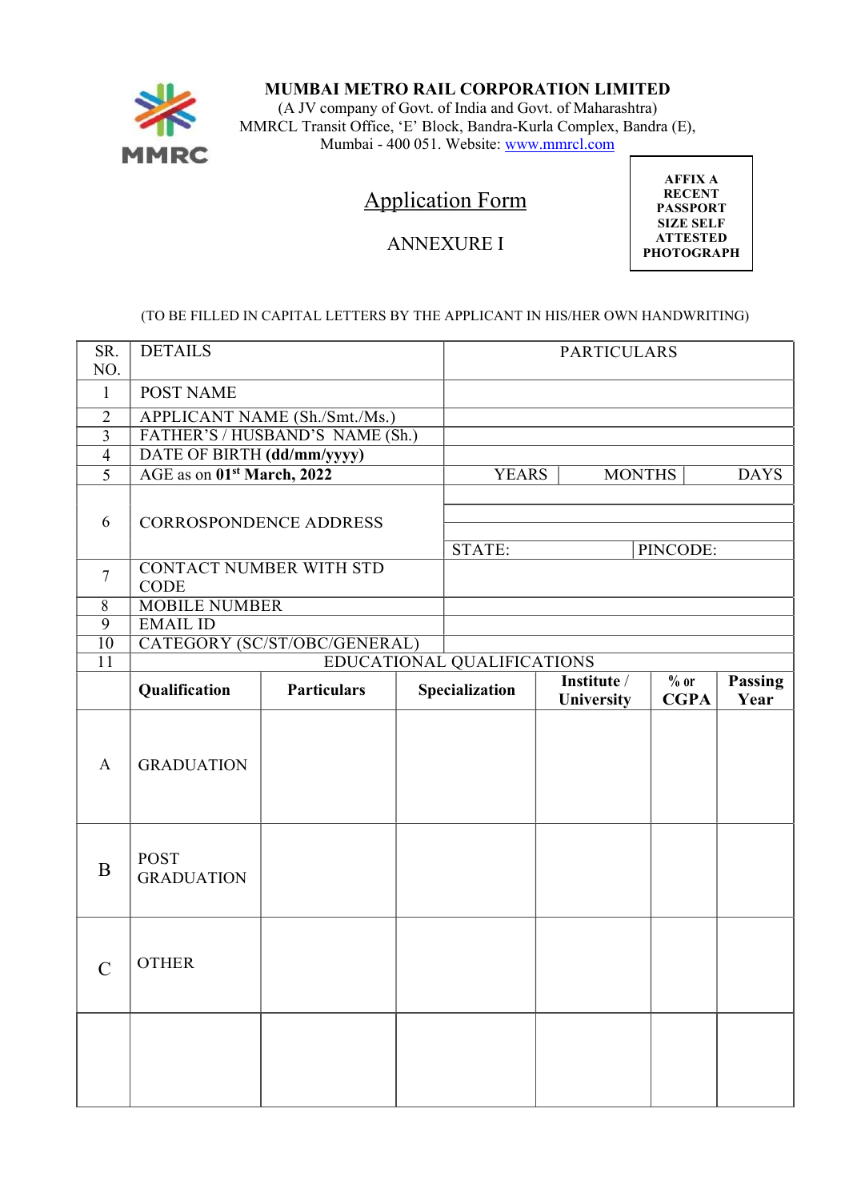**MUMBAI METRO RAIL CORPORATION LIMITED**
(A JV company of Govt. of India and Govt. of Maharashtra)
MMRCL Transit Office, 'E' Block, Bandra-Kurla Complex, Bandra (E),
Mumbai - 400 051. Website: www.mmrcl.com

# Application Form

ANNEXURE I

**AFFIX A RECENT PASSPORT SIZE SELF ATTESTED PHOTOGRAPH**

(TO BE FILLED IN CAPITAL LETTERS BY THE APPLICANT IN HIS/HER OWN HANDWRITING)

| SR. NO. | DETAILS | PARTICULARS | | |
|---|---|---|---|---|
| 1 | POST NAME | | | |
| 2 | APPLICANT NAME (Sh./Smt./Ms.) | | | |
| 3 | FATHER'S / HUSBAND'S NAME (Sh.) | | | |
| 4 | DATE OF BIRTH **(dd/mm/yyyy)** | | | |
| 5 | AGE as on **01st March, 2022** | YEARS | MONTHS | DAYS |
| 6 | CORROSPONDENCE ADDRESS | | | |
| | | | | |
| | | | | |
| | | STATE: | PINCODE: | |
| 7 | CONTACT NUMBER WITH STD CODE | | | |
| 8 | MOBILE NUMBER | | | |
| 9 | EMAIL ID | | | |
| 10 | CATEGORY (SC/ST/OBC/GENERAL) | | | |

| 11 | EDUCATIONAL QUALIFICATIONS | | | | | |
|---|---|---|---|---|---|---|
| | **Qualification** | **Particulars** | **Specialization** | **Institute / University** | **% or CGPA** | **Passing Year** |
| A | GRADUATION | | | | | |
| B | POST GRADUATION | | | | | |
| C | OTHER | | | | | |
| | | | | | | |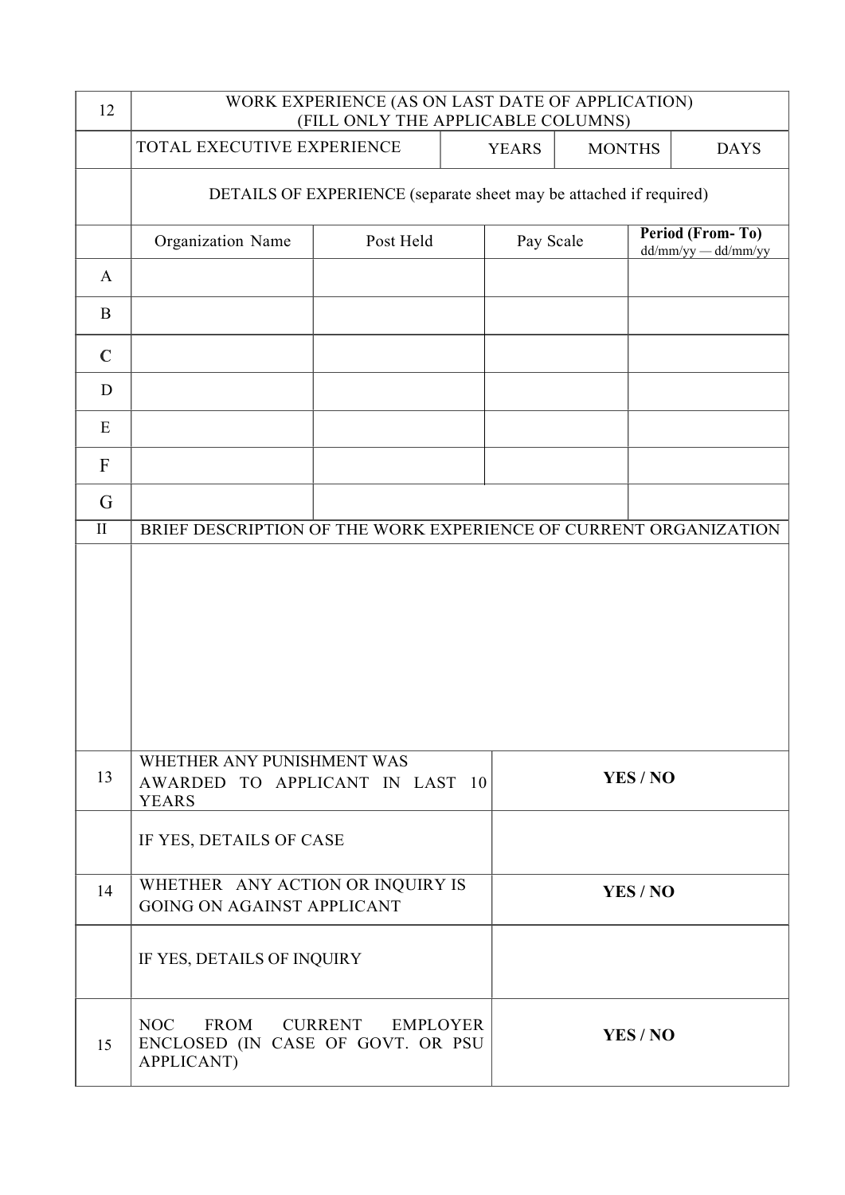| 12 | WORK EXPERIENCE (AS ON LAST DATE OF APPLICATION) (FILL ONLY THE APPLICABLE COLUMNS) | | | |
|---|---|---|---|---|
| | TOTAL EXECUTIVE EXPERIENCE | YEARS | MONTHS | DAYS |
| | DETAILS OF EXPERIENCE (separate sheet may be attached if required) | | | |
| | Organization Name | Post Held | Pay Scale | **Period (From- To)** dd/mm/yy — dd/mm/yy |
| A | | | | |
| B | | | | |
| C | | | | |
| D | | | | |
| E | | | | |
| F | | | | |
| G | | | | |
| II | BRIEF DESCRIPTION OF THE WORK EXPERIENCE OF CURRENT ORGANIZATION | | | |
| | | | | |

| | | |
|---|---|---|
| 13 | WHETHER ANY PUNISHMENT WAS AWARDED TO APPLICANT IN LAST 10 YEARS | **YES / NO** |
| | IF YES, DETAILS OF CASE | |
| 14 | WHETHER ANY ACTION OR INQUIRY IS GOING ON AGAINST APPLICANT | **YES / NO** |
| | IF YES, DETAILS OF INQUIRY | |
| 15 | NOC FROM CURRENT EMPLOYER ENCLOSED (IN CASE OF GOVT. OR PSU APPLICANT) | **YES / NO** |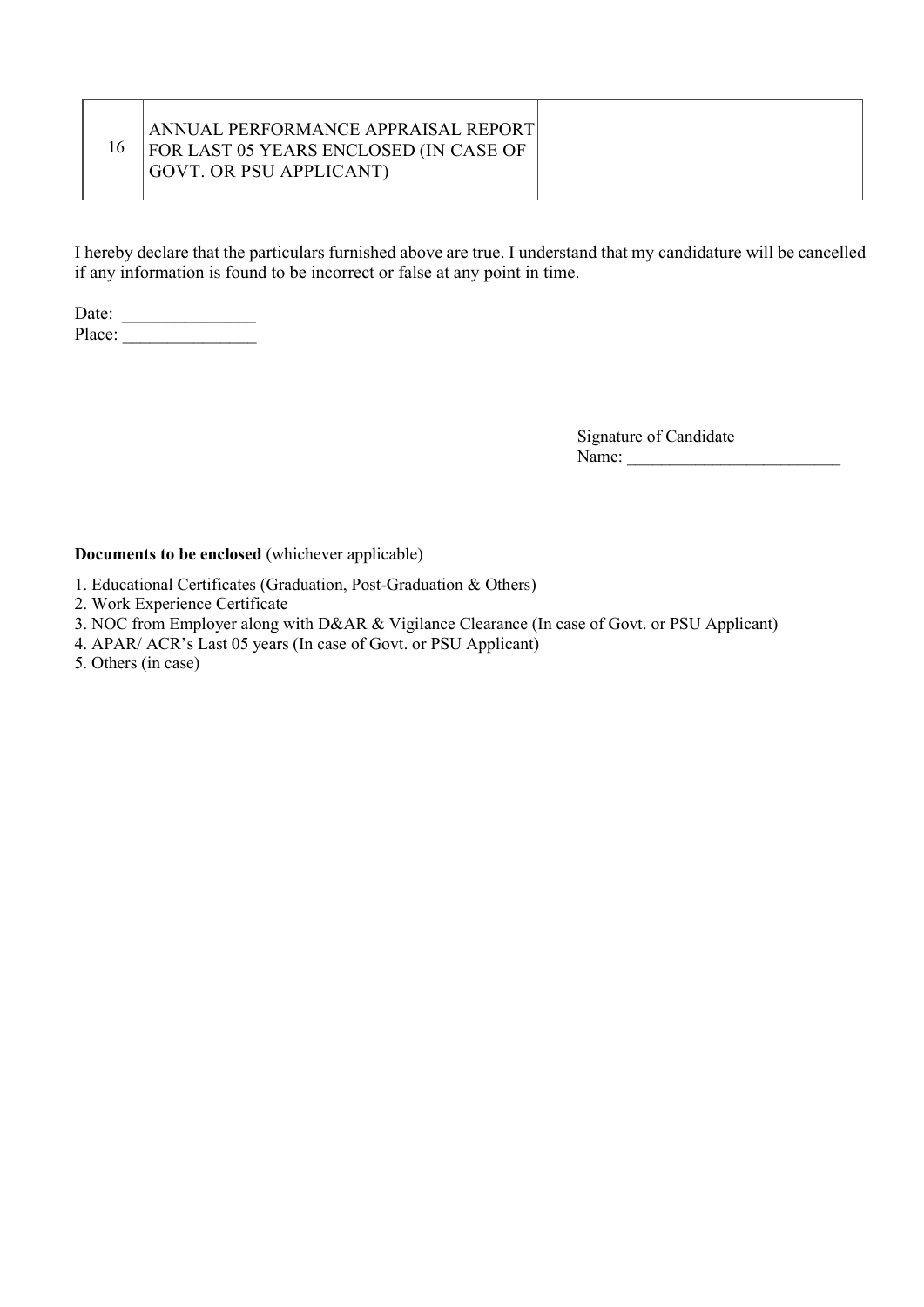| | | |
|---|---|---|
| 16 | ANNUAL PERFORMANCE APPRAISAL REPORT FOR LAST 05 YEARS ENCLOSED (IN CASE OF GOVT. OR PSU APPLICANT) | |

I hereby declare that the particulars furnished above are true. I understand that my candidature will be cancelled if any information is found to be incorrect or false at any point in time.

Date: _______________
Place: _______________

Signature of Candidate
Name: _________________________

**Documents to be enclosed** (whichever applicable)

1. Educational Certificates (Graduation, Post-Graduation & Others)
2. Work Experience Certificate
3. NOC from Employer along with D&AR & Vigilance Clearance (In case of Govt. or PSU Applicant)
4. APAR/ ACR's Last 05 years (In case of Govt. or PSU Applicant)
5. Others (in case)